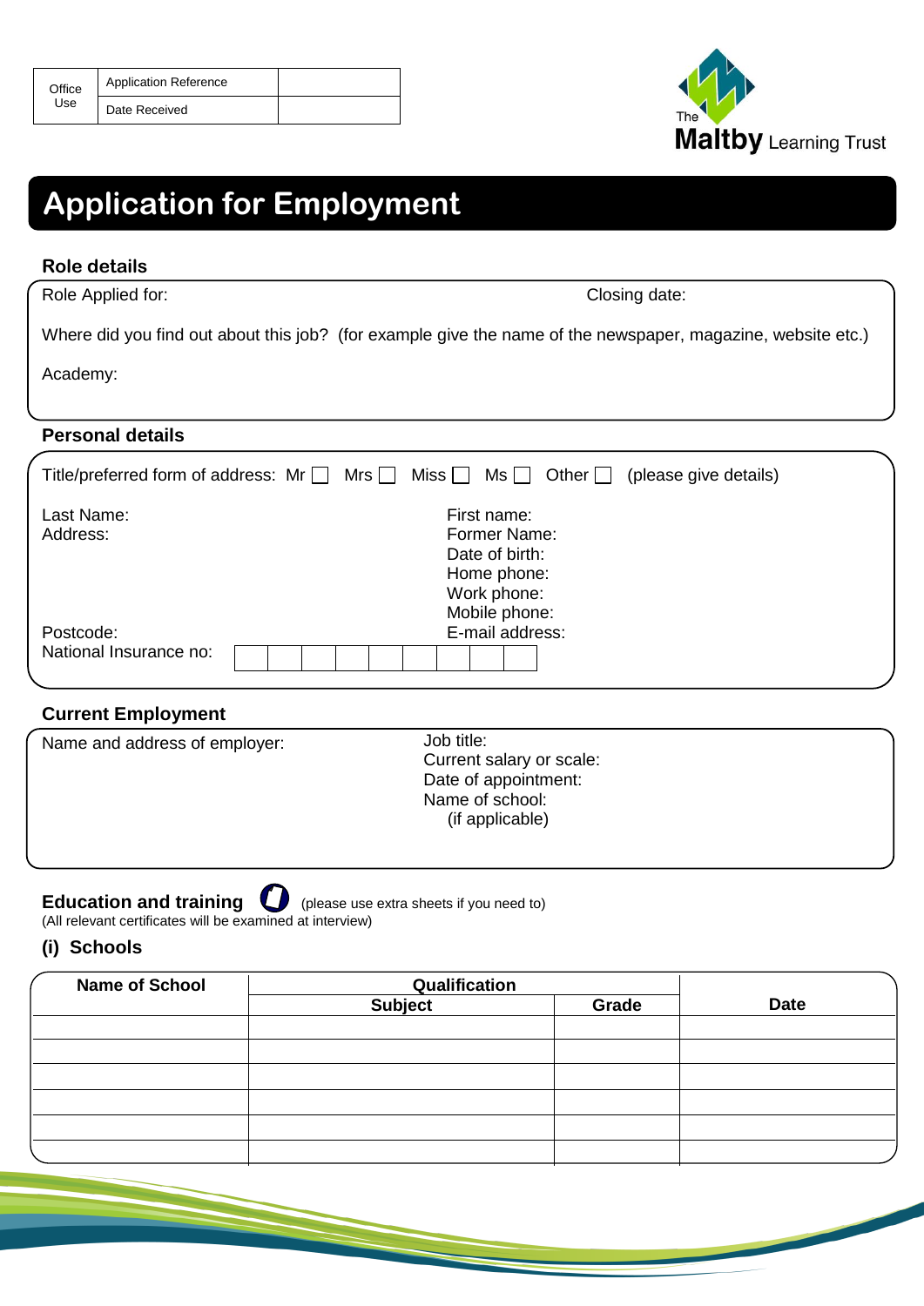| Office Use | Application Reference | |
|---|---|---|
| | Date Received | |

The Maltby Learning Trust

# Application for Employment

## Role details

Role Applied for: Closing date:

Where did you find out about this job? (for example give the name of the newspaper, magazine, website etc.)

Academy:

## Personal details

Title/preferred form of address: Mr ☐ Mrs ☐ Miss ☐ Ms ☐ Other ☐ (please give details)

Last Name:
Address:

Postcode:
National Insurance no: | | | | | | | | | |

First name:
Former Name:
Date of birth:
Home phone:
Work phone:
Mobile phone:
E-mail address:

## Current Employment

Name and address of employer:

Job title:
Current salary or scale:
Date of appointment:
Name of school:
(if applicable)

## Education and training

(please use extra sheets if you need to)
(All relevant certificates will be examined at interview)

### (i) Schools

| Name of School | Qualification | | Date |
|---|---|---|---|
| | Subject | Grade | |
| | | | |
| | | | |
| | | | |
| | | | |
| | | | |
| | | | |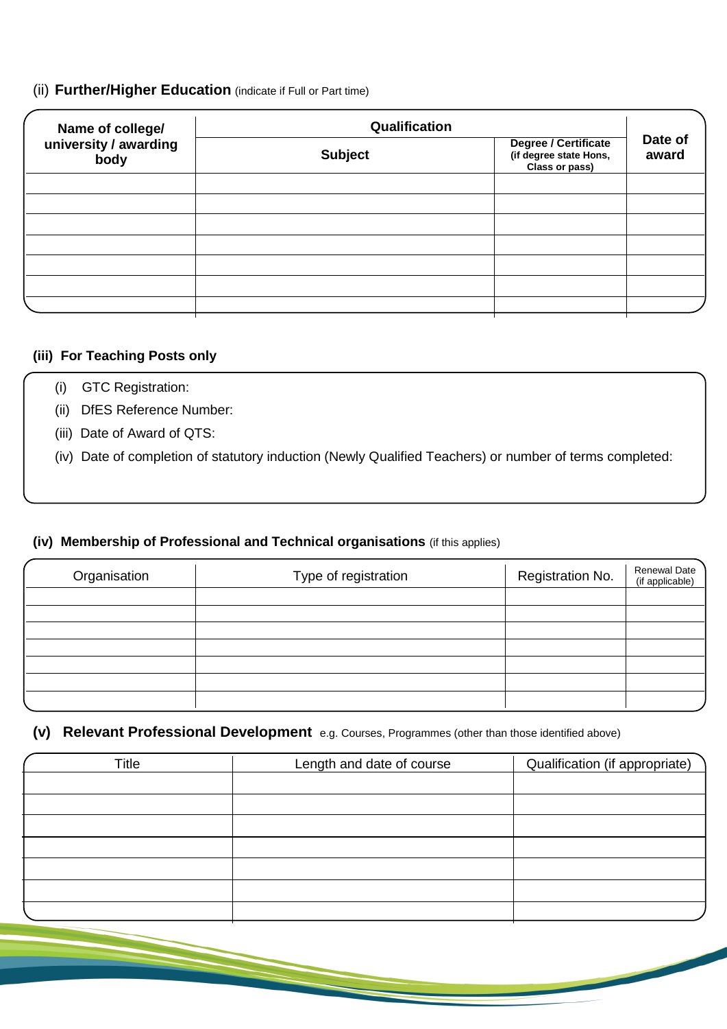(ii) **Further/Higher Education** (indicate if Full or Part time)

| Name of college/ university / awarding body | Qualification | | Date of award |
|---|---|---|---|
| | Subject | Degree / Certificate (if degree state Hons, Class or pass) | |
| | | | |
| | | | |
| | | | |
| | | | |
| | | | |
| | | | |
| | | | |

**(iii) For Teaching Posts only**

(i) GTC Registration:

(ii) DfES Reference Number:

(iii) Date of Award of QTS:

(iv) Date of completion of statutory induction (Newly Qualified Teachers) or number of terms completed:

**(iv) Membership of Professional and Technical organisations** (if this applies)

| Organisation | Type of registration | Registration No. | Renewal Date (if applicable) |
|---|---|---|---|
| | | | |
| | | | |
| | | | |
| | | | |
| | | | |
| | | | |
| | | | |

**(v) Relevant Professional Development** e.g. Courses, Programmes (other than those identified above)

| Title | Length and date of course | Qualification (if appropriate) |
|---|---|---|
| | | |
| | | |
| | | |
| | | |
| | | |
| | | |
| | | |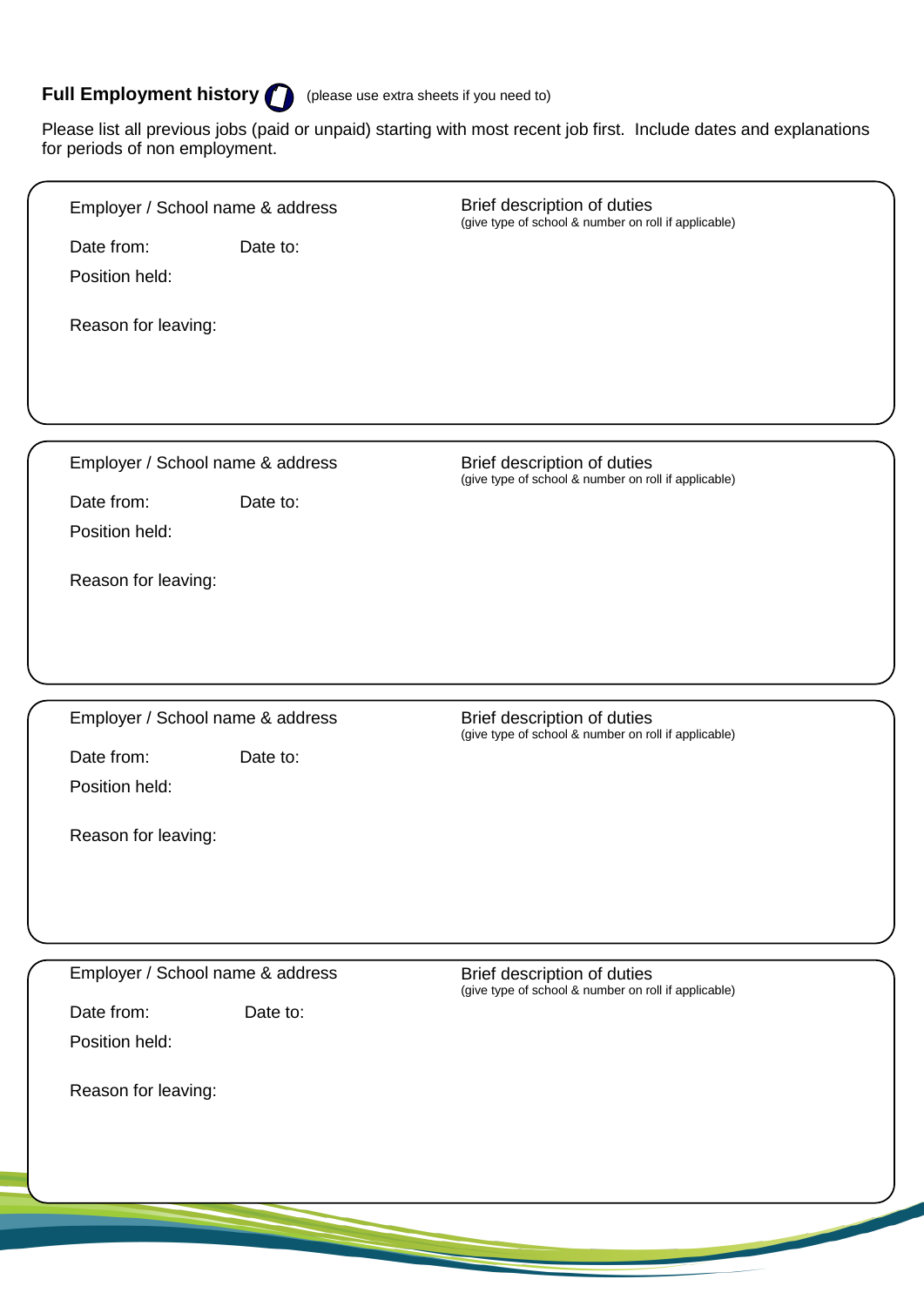## **Full Employment history** (please use extra sheets if you need to)

Please list all previous jobs (paid or unpaid) starting with most recent job first. Include dates and explanations for periods of non employment.

| Employer / School name & address | Brief description of duties (give type of school & number on roll if applicable) |
|---|---|
| Date from: Date to: | |
| Position held: | |
| Reason for leaving: | |

| Employer / School name & address | Brief description of duties (give type of school & number on roll if applicable) |
|---|---|
| Date from: Date to: | |
| Position held: | |
| Reason for leaving: | |

| Employer / School name & address | Brief description of duties (give type of school & number on roll if applicable) |
|---|---|
| Date from: Date to: | |
| Position held: | |
| Reason for leaving: | |

| Employer / School name & address | Brief description of duties (give type of school & number on roll if applicable) |
|---|---|
| Date from: Date to: | |
| Position held: | |
| Reason for leaving: | |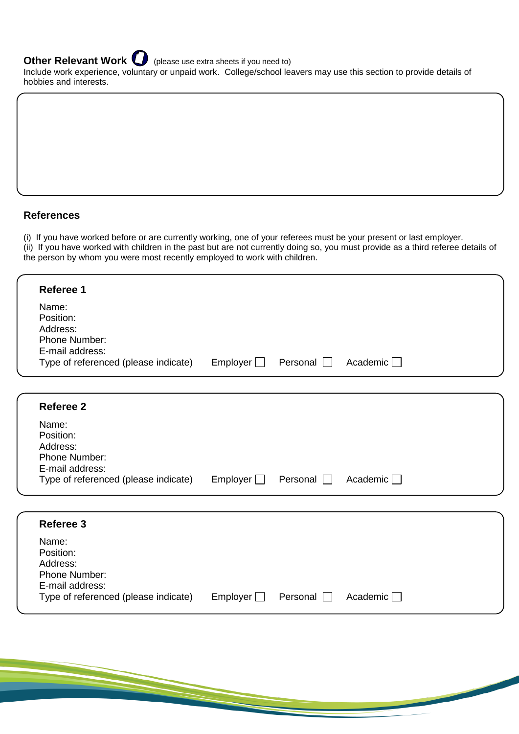## Other Relevant Work (please use extra sheets if you need to)

Include work experience, voluntary or unpaid work. College/school leavers may use this section to provide details of hobbies and interests.

## References

(i) If you have worked before or are currently working, one of your referees must be your present or last employer.
(ii) If you have worked with children in the past but are not currently doing so, you must provide as a third referee details of the person by whom you were most recently employed to work with children.

### Referee 1

Name:
Position:
Address:
Phone Number:
E-mail address:
Type of referenced (please indicate) Employer ☐ Personal ☐ Academic ☐

### Referee 2

Name:
Position:
Address:
Phone Number:
E-mail address:
Type of referenced (please indicate) Employer ☐ Personal ☐ Academic ☐

### Referee 3

Name:
Position:
Address:
Phone Number:
E-mail address:
Type of referenced (please indicate) Employer ☐ Personal ☐ Academic ☐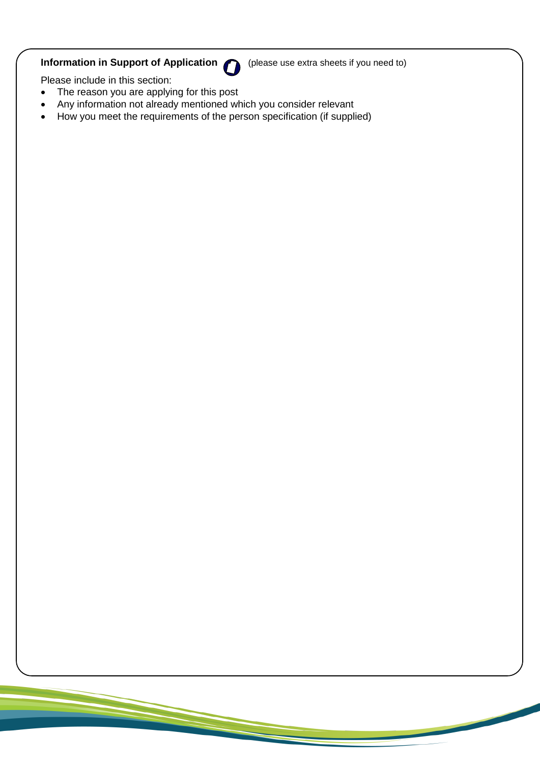**Information in Support of Application** (please use extra sheets if you need to)

Please include in this section:

- The reason you are applying for this post
- Any information not already mentioned which you consider relevant
- How you meet the requirements of the person specification (if supplied)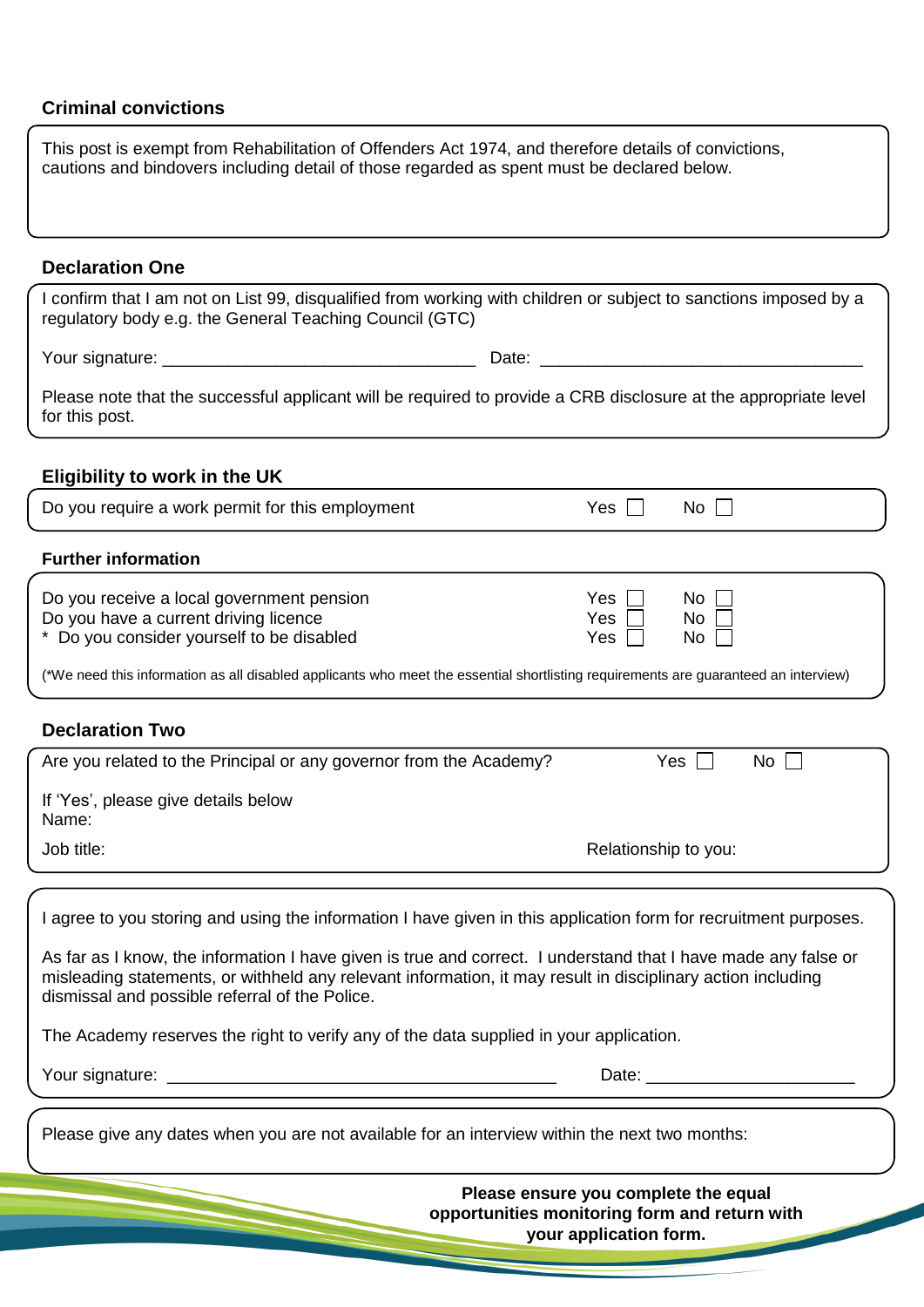## Criminal convictions

This post is exempt from Rehabilitation of Offenders Act 1974, and therefore details of convictions, cautions and bindovers including detail of those regarded as spent must be declared below.

## Declaration One

I confirm that I am not on List 99, disqualified from working with children or subject to sanctions imposed by a regulatory body e.g. the General Teaching Council (GTC)

Your signature: ________________________________ Date: _________________________________

Please note that the successful applicant will be required to provide a CRB disclosure at the appropriate level for this post.

## Eligibility to work in the UK

Do you require a work permit for this employment — Yes ☐ No ☐

### Further information

Do you receive a local government pension — Yes ☐ No ☐
Do you have a current driving licence — Yes ☐ No ☐
* Do you consider yourself to be disabled — Yes ☐ No ☐

(*We need this information as all disabled applicants who meet the essential shortlisting requirements are guaranteed an interview)

## Declaration Two

Are you related to the Principal or any governor from the Academy? — Yes ☐ No ☐

If 'Yes', please give details below
Name:

Job title: Relationship to you:

I agree to you storing and using the information I have given in this application form for recruitment purposes.

As far as I know, the information I have given is true and correct. I understand that I have made any false or misleading statements, or withheld any relevant information, it may result in disciplinary action including dismissal and possible referral of the Police.

The Academy reserves the right to verify any of the data supplied in your application.

Your signature: ________________________________________ Date: ____________________

Please give any dates when you are not available for an interview within the next two months:

**Please ensure you complete the equal opportunities monitoring form and return with your application form.**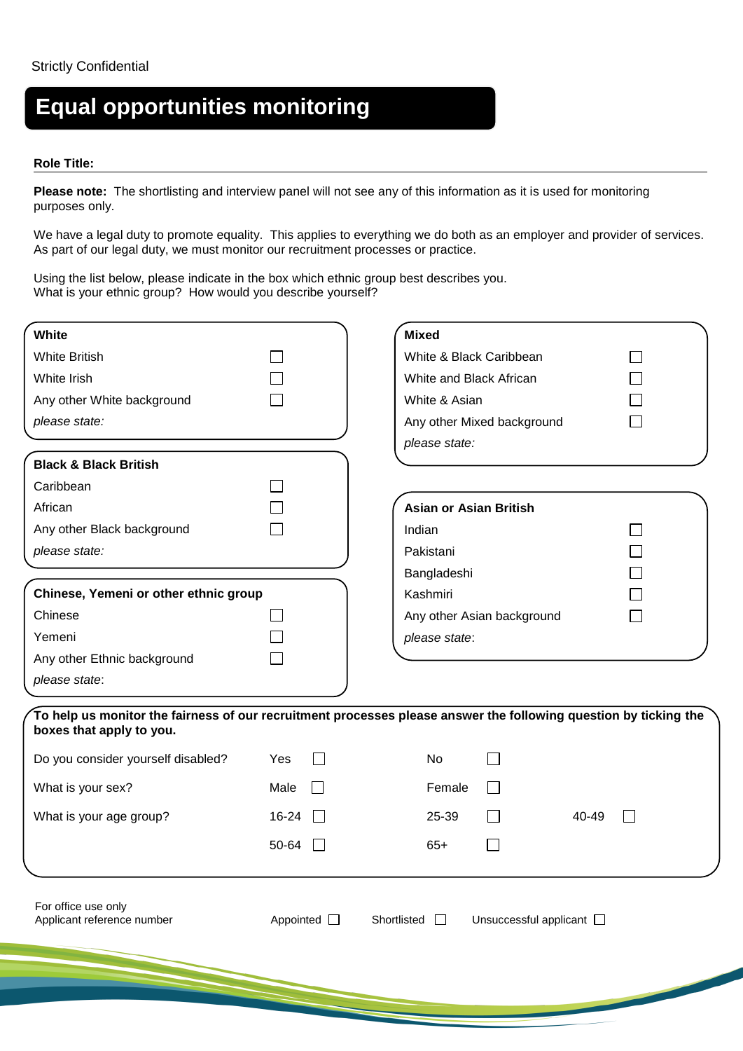Strictly Confidential

# Equal opportunities monitoring

**Role Title:**

**Please note:** The shortlisting and interview panel will not see any of this information as it is used for monitoring purposes only.

We have a legal duty to promote equality. This applies to everything we do both as an employer and provider of services. As part of our legal duty, we must monitor our recruitment processes or practice.

Using the list below, please indicate in the box which ethnic group best describes you.
What is your ethnic group? How would you describe yourself?

**White**

- White British ☐
- White Irish ☐
- Any other White background ☐

*please state:*

**Mixed**

- White & Black Caribbean ☐
- White and Black African ☐
- White & Asian ☐
- Any other Mixed background ☐

*please state:*

**Black & Black British**

- Caribbean ☐
- African ☐
- Any other Black background ☐

*please state:*

**Asian or Asian British**

- Indian ☐
- Pakistani ☐
- Bangladeshi ☐
- Kashmiri ☐
- Any other Asian background ☐

*please state*:

**Chinese, Yemeni or other ethnic group**

- Chinese ☐
- Yemeni ☐
- Any other Ethnic background ☐

*please state*:

**To help us monitor the fairness of our recruitment processes please answer the following question by ticking the boxes that apply to you.**

| | | | |
|---|---|---|---|
| Do you consider yourself disabled? | Yes ☐ | No ☐ | |
| What is your sex? | Male ☐ | Female ☐ | |
| What is your age group? | 16-24 ☐ | 25-39 ☐ | 40-49 ☐ |
| | 50-64 ☐ | 65+ ☐ | |

For office use only
Applicant reference number

Appointed ☐ Shortlisted ☐ Unsuccessful applicant ☐